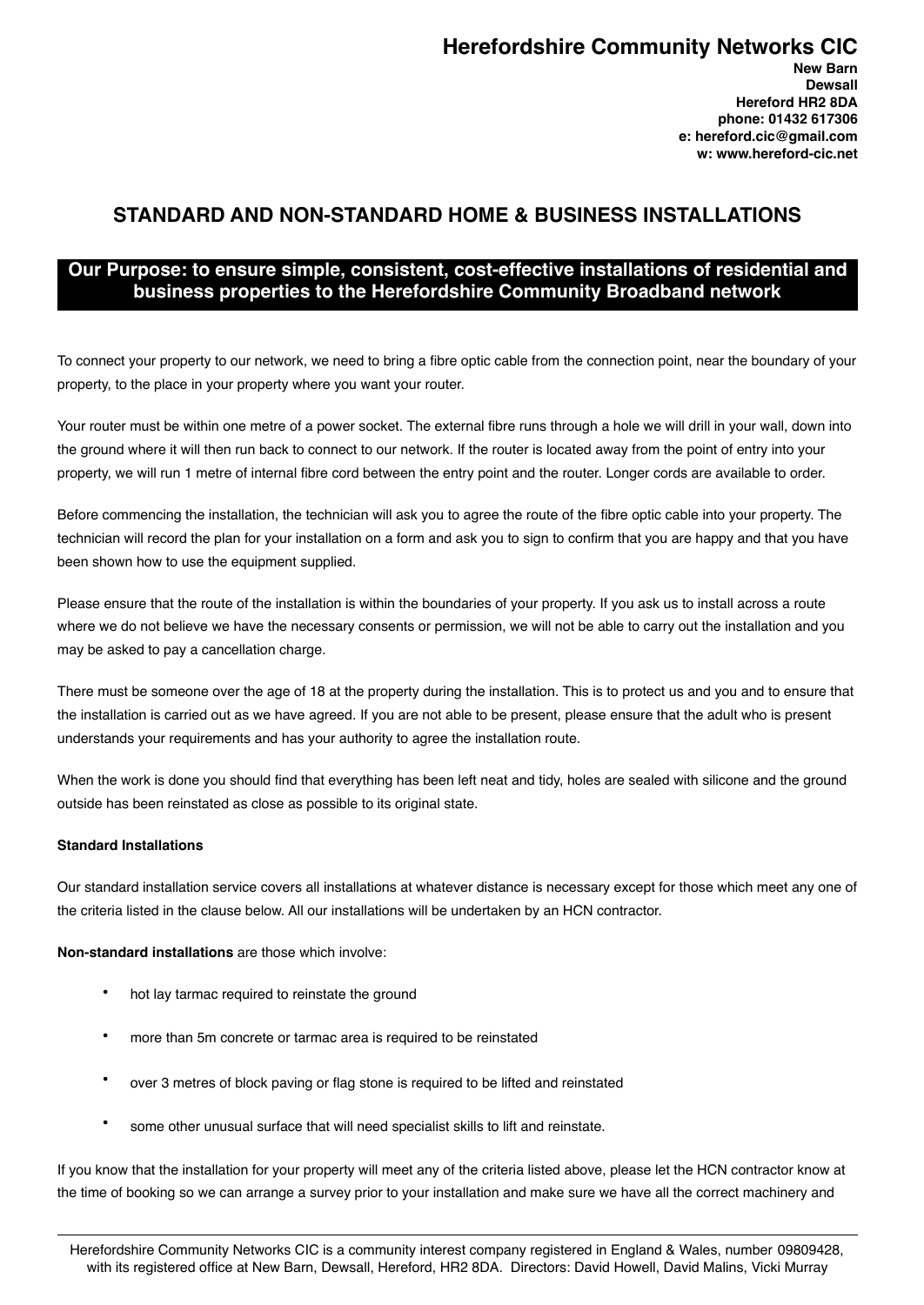# Herefordshire Community Networks CIC

**New Barn**
**Dewsall**
**Hereford HR2 8DA**
**phone: 01432 617306**
**e: hereford.cic@gmail.com**
**w: www.hereford-cic.net**

## STANDARD AND NON-STANDARD HOME & BUSINESS INSTALLATIONS

**Our Purpose: to ensure simple, consistent, cost-effective installations of residential and business properties to the Herefordshire Community Broadband network**

To connect your property to our network, we need to bring a fibre optic cable from the connection point, near the boundary of your property, to the place in your property where you want your router.

Your router must be within one metre of a power socket. The external fibre runs through a hole we will drill in your wall, down into the ground where it will then run back to connect to our network. If the router is located away from the point of entry into your property, we will run 1 metre of internal fibre cord between the entry point and the router. Longer cords are available to order.

Before commencing the installation, the technician will ask you to agree the route of the fibre optic cable into your property. The technician will record the plan for your installation on a form and ask you to sign to confirm that you are happy and that you have been shown how to use the equipment supplied.

Please ensure that the route of the installation is within the boundaries of your property. If you ask us to install across a route where we do not believe we have the necessary consents or permission, we will not be able to carry out the installation and you may be asked to pay a cancellation charge.

There must be someone over the age of 18 at the property during the installation. This is to protect us and you and to ensure that the installation is carried out as we have agreed. If you are not able to be present, please ensure that the adult who is present understands your requirements and has your authority to agree the installation route.

When the work is done you should find that everything has been left neat and tidy, holes are sealed with silicone and the ground outside has been reinstated as close as possible to its original state.

**Standard Installations**

Our standard installation service covers all installations at whatever distance is necessary except for those which meet any one of the criteria listed in the clause below. All our installations will be undertaken by an HCN contractor.

**Non-standard installations** are those which involve:

- hot lay tarmac required to reinstate the ground
- more than 5m concrete or tarmac area is required to be reinstated
- over 3 metres of block paving or flag stone is required to be lifted and reinstated
- some other unusual surface that will need specialist skills to lift and reinstate.

If you know that the installation for your property will meet any of the criteria listed above, please let the HCN contractor know at the time of booking so we can arrange a survey prior to your installation and make sure we have all the correct machinery and

Herefordshire Community Networks CIC is a community interest company registered in England & Wales, number 09809428, with its registered office at New Barn, Dewsall, Hereford, HR2 8DA. Directors: David Howell, David Malins, Vicki Murray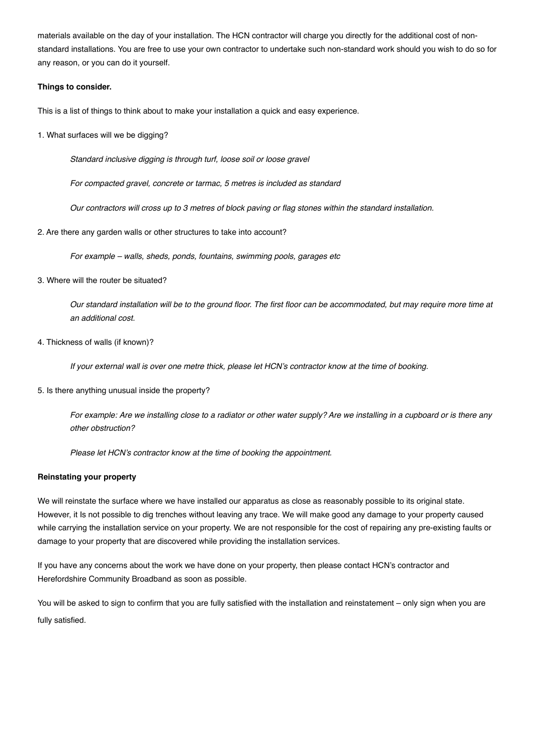materials available on the day of your installation. The HCN contractor will charge you directly for the additional cost of non-standard installations. You are free to use your own contractor to undertake such non-standard work should you wish to do so for any reason, or you can do it yourself.

**Things to consider.**

This is a list of things to think about to make your installation a quick and easy experience.

1. What surfaces will we be digging?

   *Standard inclusive digging is through turf, loose soil or loose gravel*

   *For compacted gravel, concrete or tarmac, 5 metres is included as standard*

   *Our contractors will cross up to 3 metres of block paving or flag stones within the standard installation.*

2. Are there any garden walls or other structures to take into account?

   *For example – walls, sheds, ponds, fountains, swimming pools, garages etc*

3. Where will the router be situated?

   *Our standard installation will be to the ground floor. The first floor can be accommodated, but may require more time at an additional cost.*

4. Thickness of walls (if known)?

   *If your external wall is over one metre thick, please let HCN's contractor know at the time of booking.*

5. Is there anything unusual inside the property?

   *For example: Are we installing close to a radiator or other water supply? Are we installing in a cupboard or is there any other obstruction?*

   *Please let HCN's contractor know at the time of booking the appointment.*

**Reinstating your property**

We will reinstate the surface where we have installed our apparatus as close as reasonably possible to its original state. However, it Is not possible to dig trenches without leaving any trace. We will make good any damage to your property caused while carrying the installation service on your property. We are not responsible for the cost of repairing any pre-existing faults or damage to your property that are discovered while providing the installation services.

If you have any concerns about the work we have done on your property, then please contact HCN's contractor and Herefordshire Community Broadband as soon as possible.

You will be asked to sign to confirm that you are fully satisfied with the installation and reinstatement – only sign when you are fully satisfied.